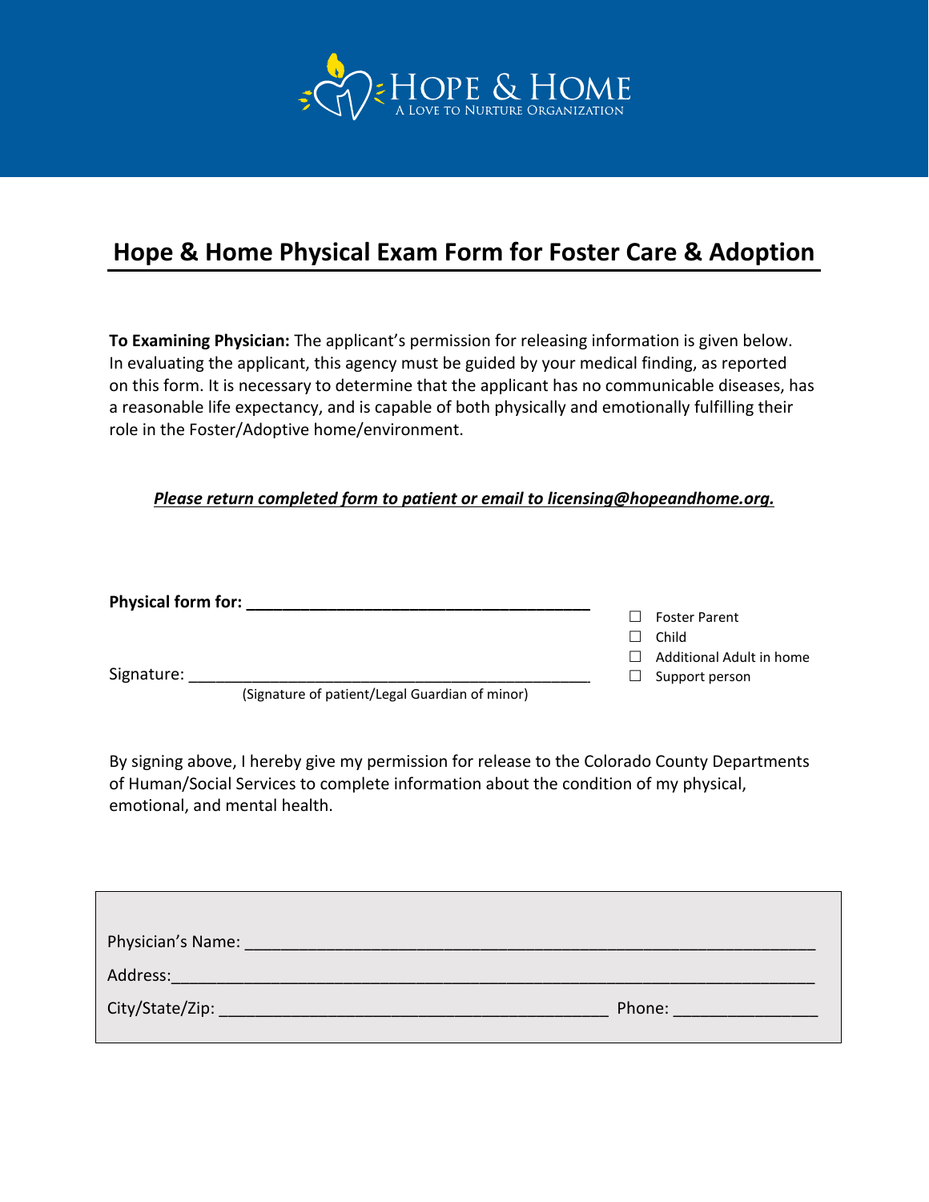# HOPE & HOME

A LOVE TO NURTURE ORGANIZATION

## Hope & Home Physical Exam Form for Foster Care & Adoption

**To Examining Physician:** The applicant's permission for releasing information is given below. In evaluating the applicant, this agency must be guided by your medical finding, as reported on this form. It is necessary to determine that the applicant has no communicable diseases, has a reasonable life expectancy, and is capable of both physically and emotionally fulfilling their role in the Foster/Adoptive home/environment.

***Please return completed form to patient or email to licensing@hopeandhome.org.***

**Physical form for:** ______________________________________

☐ Foster Parent
☐ Child
☐ Additional Adult in home
☐ Support person

Signature: ____________________________________________
(Signature of patient/Legal Guardian of minor)

By signing above, I hereby give my permission for release to the Colorado County Departments of Human/Social Services to complete information about the condition of my physical, emotional, and mental health.

Physician's Name: ____________________________________________________________

Address: ____________________________________________________________________

City/State/Zip: ___________________________________________ Phone: _______________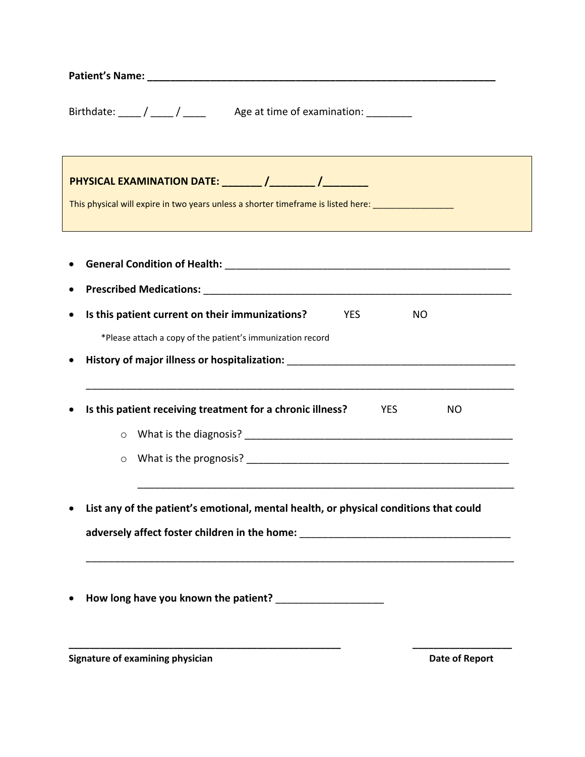**Patient's Name: ___________________________________________________________________**

Birthdate: ____ / ____ / ____          Age at time of examination: ________

**PHYSICAL EXAMINATION DATE: _______ /________ /________**

This physical will expire in two years unless a shorter timeframe is listed here: _________________

- **General Condition of Health:** _____________________________________________________
- **Prescribed Medications:** _________________________________________________________
- **Is this patient current on their immunizations?**          YES          NO

  *Please attach a copy of the patient's immunization record
- **History of major illness or hospitalization:** ________________________________________

  _______________________________________________________________________________
- **Is this patient receiving treatment for a chronic illness?**          YES          NO
  - What is the diagnosis? ________________________________________________
  - What is the prognosis? ________________________________________________

    ________________________________________________________________________
- **List any of the patient's emotional, mental health, or physical conditions that could adversely affect foster children in the home:** ______________________________________

  _______________________________________________________________________________
- **How long have you known the patient?** ___________________

___________________________________________________          __________________

**Signature of examining physician**          **Date of Report**